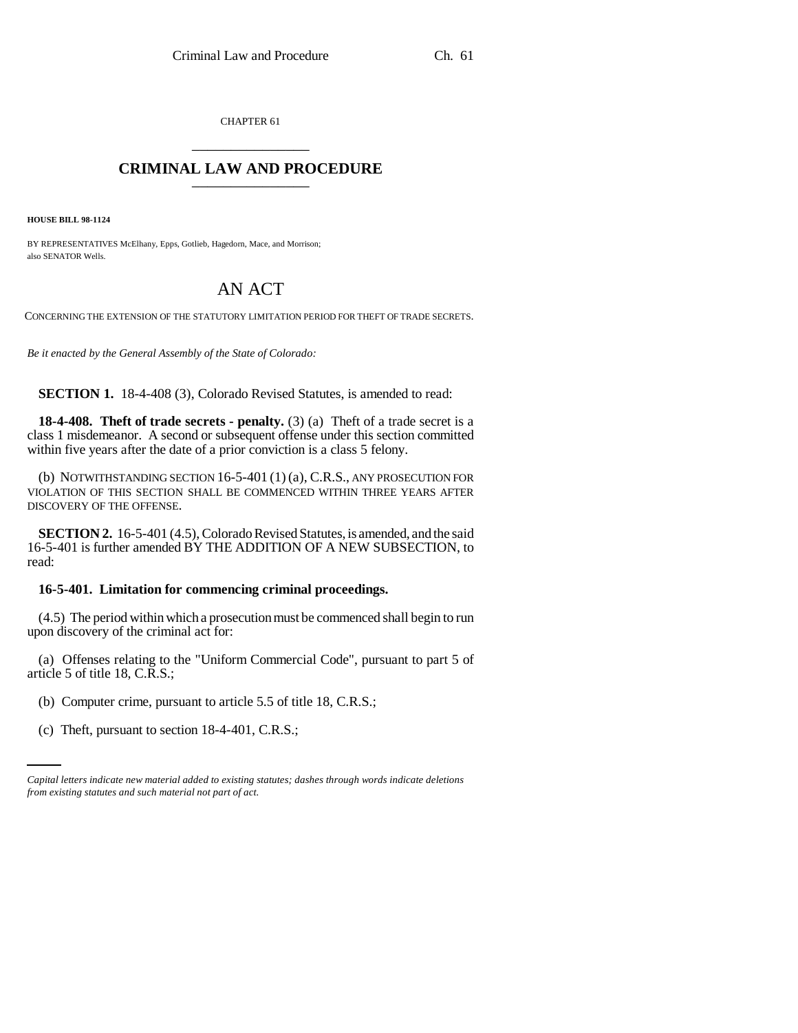CHAPTER 61

# CRIMINAL LAW AND PROCEDURE

**HOUSE BILL 98-1124**

BY REPRESENTATIVES McElhany, Epps, Gotlieb, Hagedorn, Mace, and Morrison;
also SENATOR Wells.

# AN ACT

CONCERNING THE EXTENSION OF THE STATUTORY LIMITATION PERIOD FOR THEFT OF TRADE SECRETS.

*Be it enacted by the General Assembly of the State of Colorado:*

**SECTION 1.** 18-4-408 (3), Colorado Revised Statutes, is amended to read:

**18-4-408. Theft of trade secrets - penalty.** (3) (a) Theft of a trade secret is a class 1 misdemeanor. A second or subsequent offense under this section committed within five years after the date of a prior conviction is a class 5 felony.

(b) NOTWITHSTANDING SECTION 16-5-401 (1) (a), C.R.S., ANY PROSECUTION FOR VIOLATION OF THIS SECTION SHALL BE COMMENCED WITHIN THREE YEARS AFTER DISCOVERY OF THE OFFENSE.

**SECTION 2.** 16-5-401 (4.5), Colorado Revised Statutes, is amended, and the said 16-5-401 is further amended BY THE ADDITION OF A NEW SUBSECTION, to read:

**16-5-401. Limitation for commencing criminal proceedings.**

(4.5) The period within which a prosecution must be commenced shall begin to run upon discovery of the criminal act for:

(a) Offenses relating to the "Uniform Commercial Code", pursuant to part 5 of article 5 of title 18, C.R.S.;

(b) Computer crime, pursuant to article 5.5 of title 18, C.R.S.;

(c) Theft, pursuant to section 18-4-401, C.R.S.;

*Capital letters indicate new material added to existing statutes; dashes through words indicate deletions from existing statutes and such material not part of act.*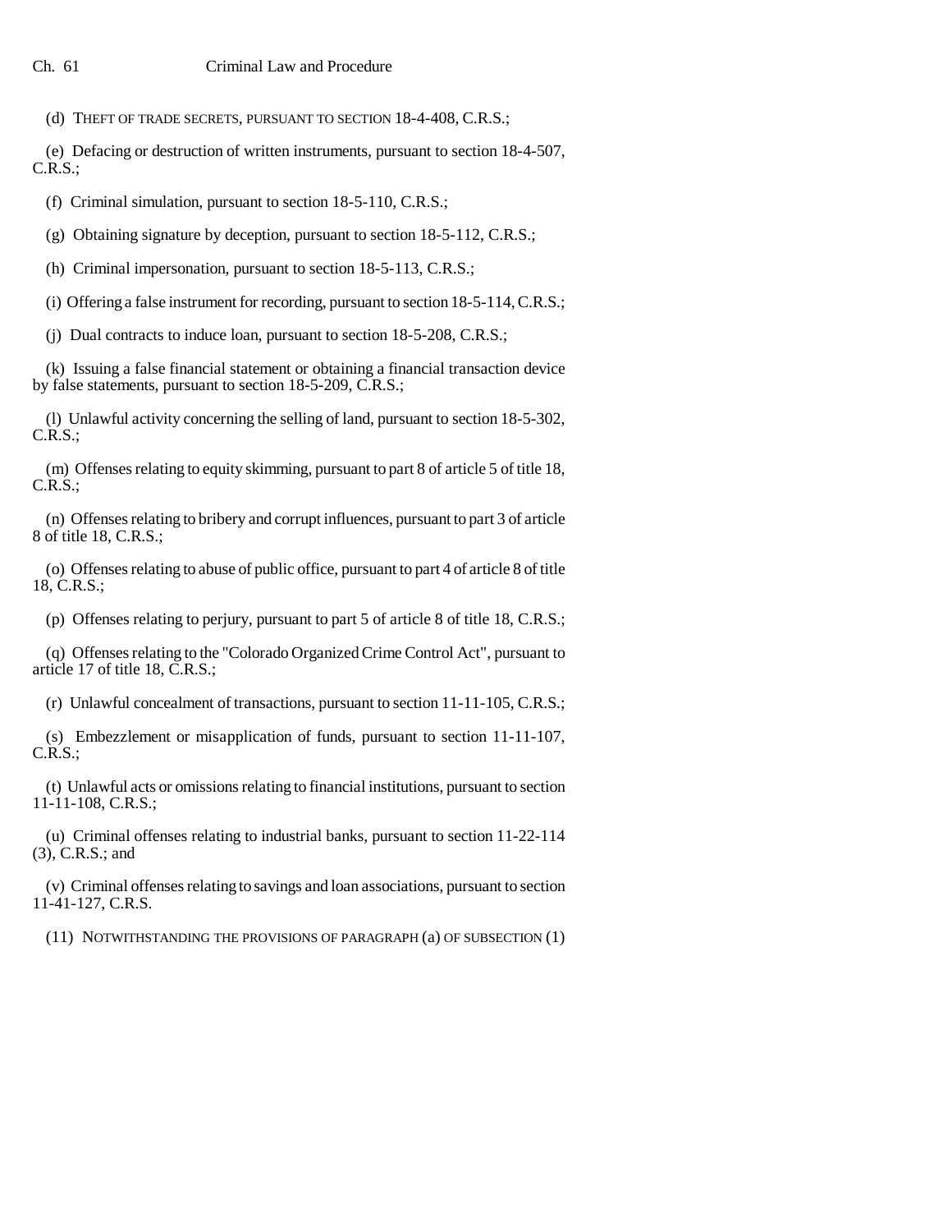(d) THEFT OF TRADE SECRETS, PURSUANT TO SECTION 18-4-408, C.R.S.;

(e) Defacing or destruction of written instruments, pursuant to section 18-4-507, C.R.S.;

(f) Criminal simulation, pursuant to section 18-5-110, C.R.S.;

(g) Obtaining signature by deception, pursuant to section 18-5-112, C.R.S.;

(h) Criminal impersonation, pursuant to section 18-5-113, C.R.S.;

(i) Offering a false instrument for recording, pursuant to section 18-5-114, C.R.S.;

(j) Dual contracts to induce loan, pursuant to section 18-5-208, C.R.S.;

(k) Issuing a false financial statement or obtaining a financial transaction device by false statements, pursuant to section 18-5-209, C.R.S.;

(l) Unlawful activity concerning the selling of land, pursuant to section 18-5-302, C.R.S.;

(m) Offenses relating to equity skimming, pursuant to part 8 of article 5 of title 18, C.R.S.;

(n) Offenses relating to bribery and corrupt influences, pursuant to part 3 of article 8 of title 18, C.R.S.;

(o) Offenses relating to abuse of public office, pursuant to part 4 of article 8 of title 18, C.R.S.;

(p) Offenses relating to perjury, pursuant to part 5 of article 8 of title 18, C.R.S.;

(q) Offenses relating to the "Colorado Organized Crime Control Act", pursuant to article 17 of title 18, C.R.S.;

(r) Unlawful concealment of transactions, pursuant to section 11-11-105, C.R.S.;

(s) Embezzlement or misapplication of funds, pursuant to section 11-11-107, C.R.S.;

(t) Unlawful acts or omissions relating to financial institutions, pursuant to section 11-11-108, C.R.S.;

(u) Criminal offenses relating to industrial banks, pursuant to section 11-22-114 (3), C.R.S.; and

(v) Criminal offenses relating to savings and loan associations, pursuant to section 11-41-127, C.R.S.

(11) NOTWITHSTANDING THE PROVISIONS OF PARAGRAPH (a) OF SUBSECTION (1)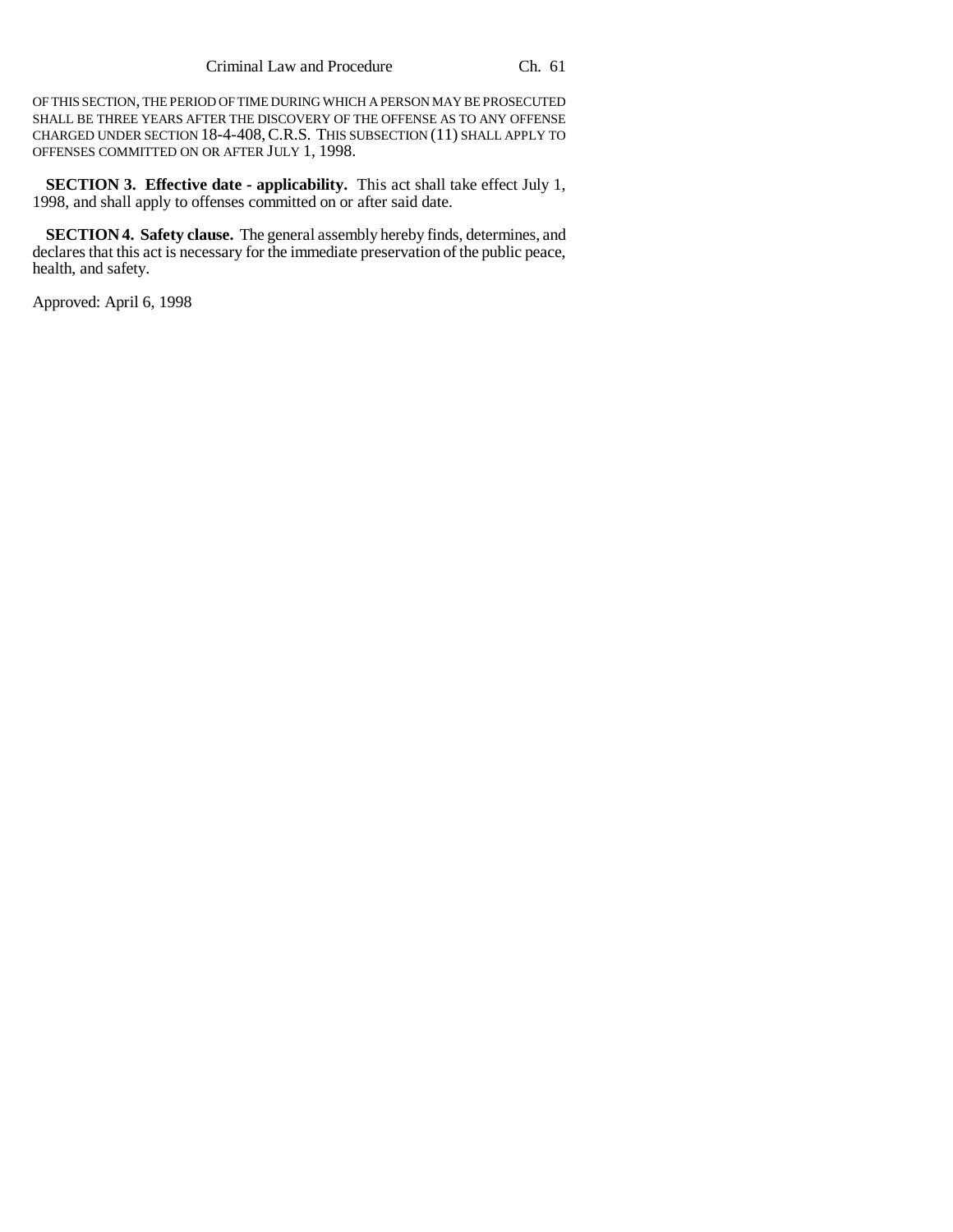OF THIS SECTION, THE PERIOD OF TIME DURING WHICH A PERSON MAY BE PROSECUTED SHALL BE THREE YEARS AFTER THE DISCOVERY OF THE OFFENSE AS TO ANY OFFENSE CHARGED UNDER SECTION 18-4-408, C.R.S. THIS SUBSECTION (11) SHALL APPLY TO OFFENSES COMMITTED ON OR AFTER JULY 1, 1998.

**SECTION 3. Effective date - applicability.** This act shall take effect July 1, 1998, and shall apply to offenses committed on or after said date.

**SECTION 4. Safety clause.** The general assembly hereby finds, determines, and declares that this act is necessary for the immediate preservation of the public peace, health, and safety.

Approved: April 6, 1998